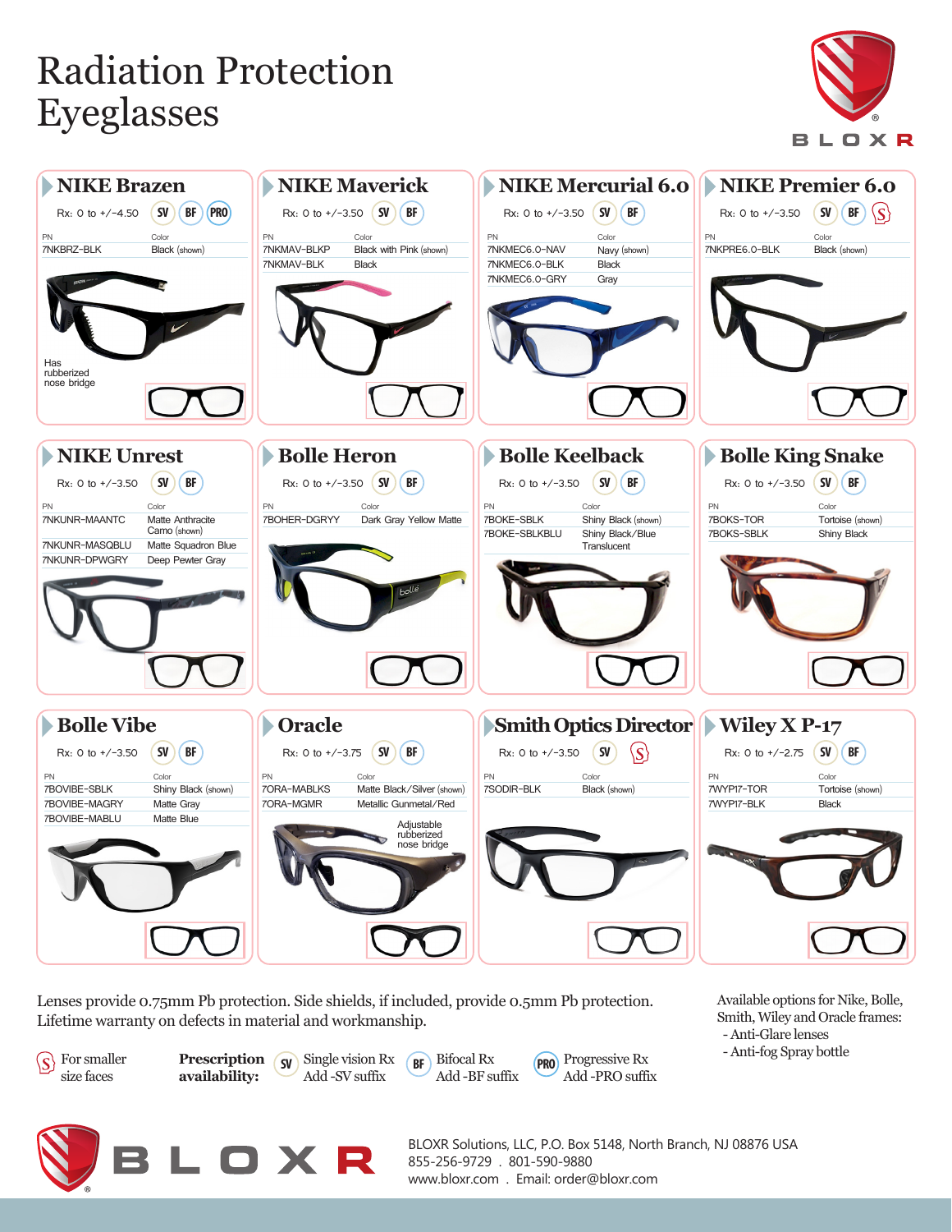# Radiation Protection Eyeglasses

## NIKE Brazen

Rx: 0 to +/-4.50 SV BF PRO

| PN | Color |
|---|---|
| 7NKBRZ-BLK | Black (shown) |

Has rubberized nose bridge

## NIKE Maverick

Rx: 0 to +/-3.50 SV BF

| PN | Color |
|---|---|
| 7NKMAV-BLKP | Black with Pink (shown) |
| 7NKMAV-BLK | Black |

## NIKE Mercurial 6.0

Rx: 0 to +/-3.50 SV BF

| PN | Color |
|---|---|
| 7NKMEC6.0-NAV | Navy (shown) |
| 7NKMEC6.0-BLK | Black |
| 7NKMEC6.0-GRY | Gray |

## NIKE Premier 6.0

Rx: 0 to +/-3.50 SV BF S

| PN | Color |
|---|---|
| 7NKPRE6.0-BLK | Black (shown) |

## NIKE Unrest

Rx: 0 to +/-3.50 SV BF

| PN | Color |
|---|---|
| 7NKUNR-MAANTC | Matte Anthracite Camo (shown) |
| 7NKUNR-MASQBLU | Matte Squadron Blue |
| 7NKUNR-DPWGRY | Deep Pewter Gray |

## Bolle Heron

Rx: 0 to +/-3.50 SV BF

| PN | Color |
|---|---|
| 7BOHER-DGRYY | Dark Gray Yellow Matte |

## Bolle Keelback

Rx: 0 to +/-3.50 SV BF

| PN | Color |
|---|---|
| 7BOKE-SBLK | Shiny Black (shown) |
| 7BOKE-SBLKBLU | Shiny Black/Blue Translucent |

## Bolle King Snake

Rx: 0 to +/-3.50 SV BF

| PN | Color |
|---|---|
| 7BOKS-TOR | Tortoise (shown) |
| 7BOKS-SBLK | Shiny Black |

## Bolle Vibe

Rx: 0 to +/-3.50 SV BF

| PN | Color |
|---|---|
| 7BOVIBE-SBLK | Shiny Black (shown) |
| 7BOVIBE-MAGRY | Matte Gray |
| 7BOVIBE-MABLU | Matte Blue |

## Oracle

Rx: 0 to +/-3.75 SV BF

| PN | Color |
|---|---|
| 7ORA-MABLKS | Matte Black/Silver (shown) |
| 7ORA-MGMR | Metallic Gunmetal/Red |

Adjustable rubberized nose bridge

## Smith Optics Director

Rx: 0 to +/-3.50 SV S

| PN | Color |
|---|---|
| 7SODIR-BLK | Black (shown) |

## Wiley X P-17

Rx: 0 to +/-2.75 SV BF

| PN | Color |
|---|---|
| 7WYP17-TOR | Tortoise (shown) |
| 7WYP17-BLK | Black |

Lenses provide 0.75mm Pb protection. Side shields, if included, provide 0.5mm Pb protection.
Lifetime warranty on defects in material and workmanship.

Available options for Nike, Bolle, Smith, Wiley and Oracle frames:
- Anti-Glare lenses
- Anti-fog Spray bottle

S: For smaller size faces

**Prescription availability:**
- SV: Single vision Rx — Add -SV suffix
- BF: Bifocal Rx — Add -BF suffix
- PRO: Progressive Rx — Add -PRO suffix

BLOXR Solutions, LLC, P.O. Box 5148, North Branch, NJ 08876 USA
855-256-9729 . 801-590-9880
www.bloxr.com . Email: order@bloxr.com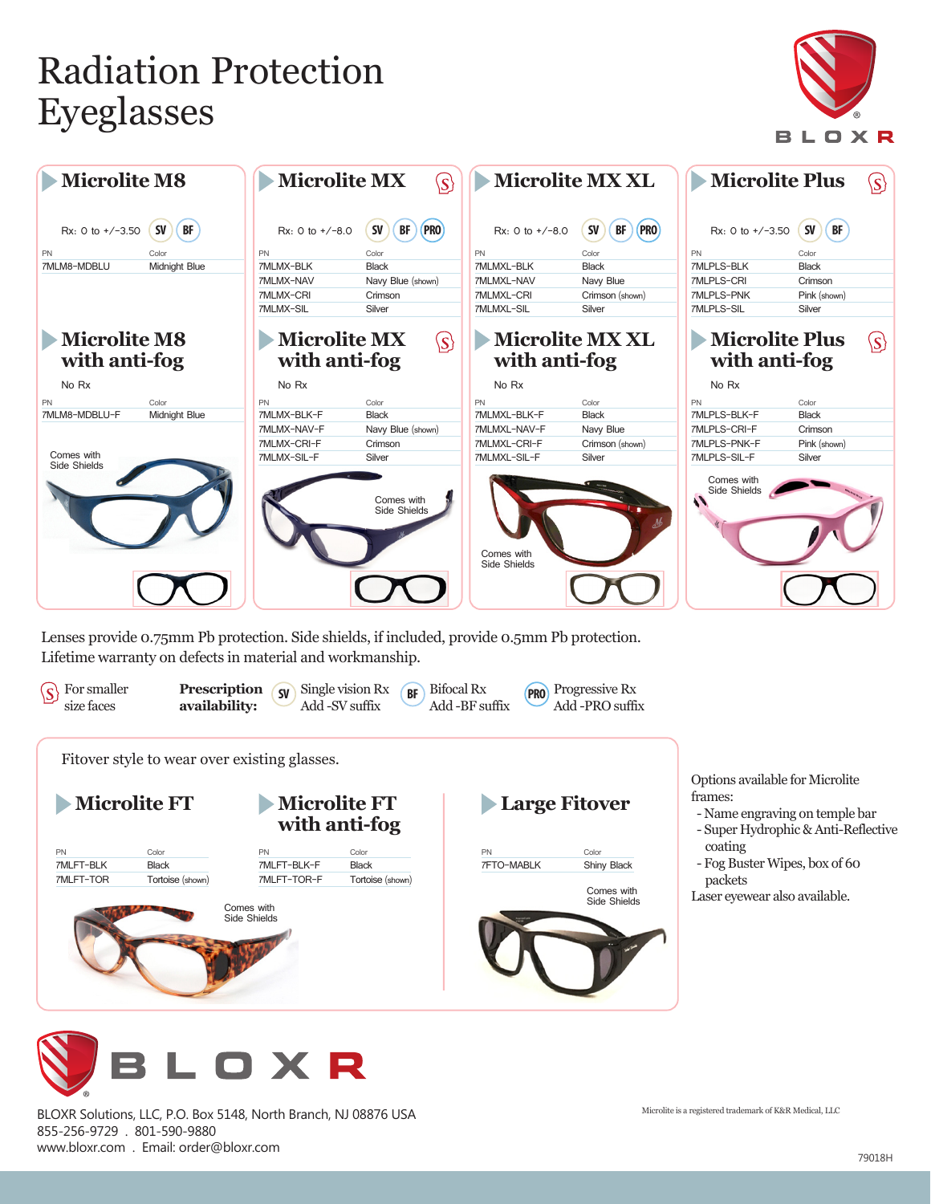# Radiation Protection Eyeglasses

BLOXR

## Microlite M8

Rx: 0 to +/-3.50 SV BF

| PN | Color |
|---|---|
| 7MLM8-MDBLU | Midnight Blue |

## Microlite M8 with anti-fog

No Rx

| PN | Color |
|---|---|
| 7MLM8-MDBLU-F | Midnight Blue |

Comes with Side Shields

## Microlite MX (S)

Rx: 0 to +/-8.0 SV BF PRO

| PN | Color |
|---|---|
| 7MLMX-BLK | Black |
| 7MLMX-NAV | Navy Blue (shown) |
| 7MLMX-CRI | Crimson |
| 7MLMX-SIL | Silver |

## Microlite MX with anti-fog (S)

No Rx

| PN | Color |
|---|---|
| 7MLMX-BLK-F | Black |
| 7MLMX-NAV-F | Navy Blue (shown) |
| 7MLMX-CRI-F | Crimson |
| 7MLMX-SIL-F | Silver |

Comes with Side Shields

## Microlite MX XL

Rx: 0 to +/-8.0 SV BF PRO

| PN | Color |
|---|---|
| 7MLMXL-BLK | Black |
| 7MLMXL-NAV | Navy Blue |
| 7MLMXL-CRI | Crimson (shown) |
| 7MLMXL-SIL | Silver |

## Microlite MX XL with anti-fog

No Rx

| PN | Color |
|---|---|
| 7MLMXL-BLK-F | Black |
| 7MLMXL-NAV-F | Navy Blue |
| 7MLMXL-CRI-F | Crimson (shown) |
| 7MLMXL-SIL-F | Silver |

Comes with Side Shields

## Microlite Plus (S)

Rx: 0 to +/-3.50 SV BF

| PN | Color |
|---|---|
| 7MLPLS-BLK | Black |
| 7MLPLS-CRI | Crimson |
| 7MLPLS-PNK | Pink (shown) |
| 7MLPLS-SIL | Silver |

## Microlite Plus with anti-fog (S)

No Rx

| PN | Color |
|---|---|
| 7MLPLS-BLK-F | Black |
| 7MLPLS-CRI-F | Crimson |
| 7MLPLS-PNK-F | Pink (shown) |
| 7MLPLS-SIL-F | Silver |

Comes with Side Shields

Lenses provide 0.75mm Pb protection. Side shields, if included, provide 0.5mm Pb protection.
Lifetime warranty on defects in material and workmanship.

(S) For smaller size faces

**Prescription availability:** SV Single vision Rx Add -SV suffix · BF Bifocal Rx Add -BF suffix · PRO Progressive Rx Add -PRO suffix

Fitover style to wear over existing glasses.

## Microlite FT

| PN | Color |
|---|---|
| 7MLFT-BLK | Black |
| 7MLFT-TOR | Tortoise (shown) |

## Microlite FT with anti-fog

| PN | Color |
|---|---|
| 7MLFT-BLK-F | Black |
| 7MLFT-TOR-F | Tortoise (shown) |

Comes with Side Shields

## Large Fitover

| PN | Color |
|---|---|
| 7FTO-MABLK | Shiny Black |

Comes with Side Shields

Options available for Microlite frames:

- Name engraving on temple bar
- Super Hydrophic & Anti-Reflective coating
- Fog Buster Wipes, box of 60 packets

Laser eyewear also available.

BLOXR

BLOXR Solutions, LLC, P.O. Box 5148, North Branch, NJ 08876 USA
855-256-9729 . 801-590-9880
www.bloxr.com . Email: order@bloxr.com

Microlite is a registered trademark of K&R Medical, LLC

79018H